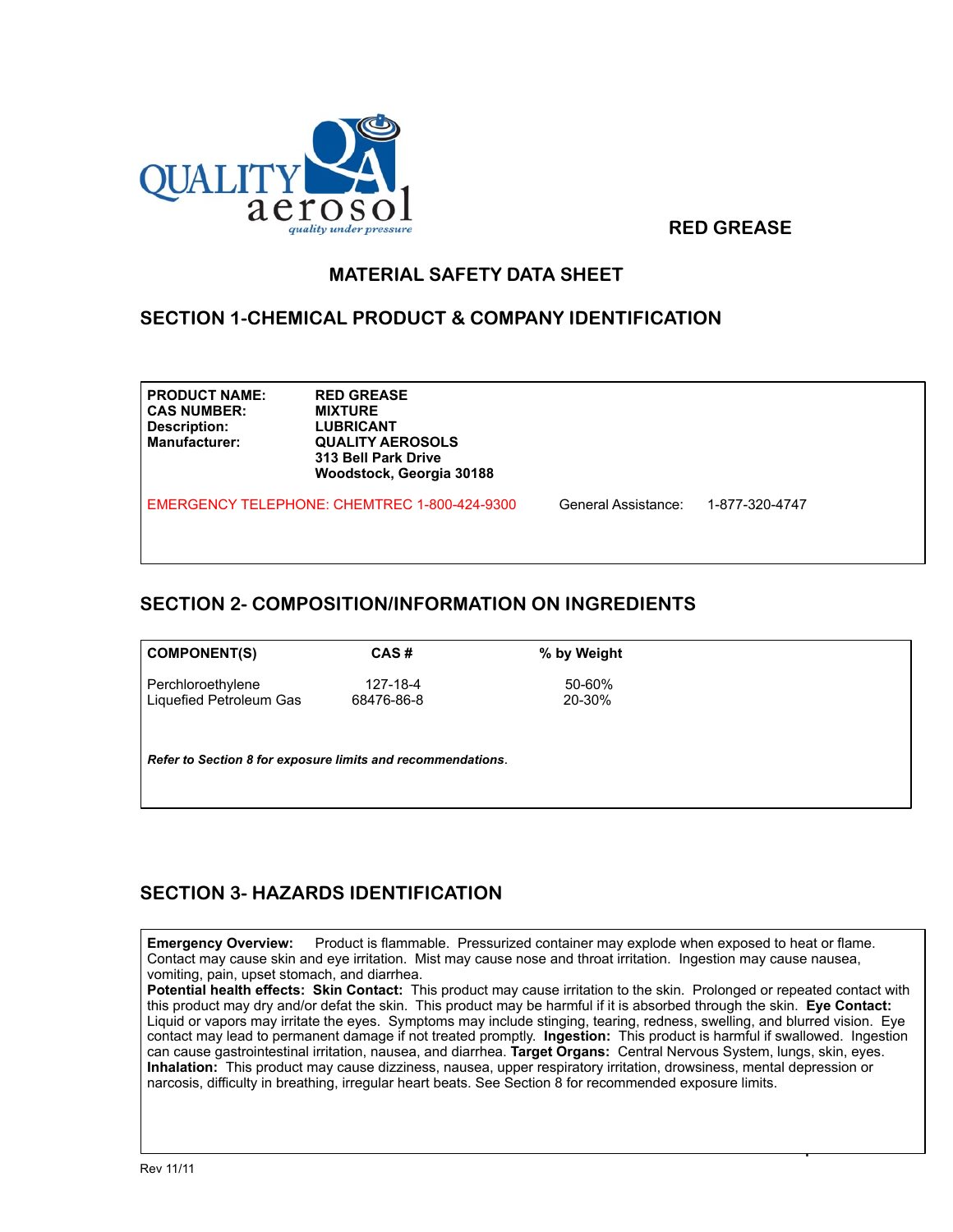QUALITY aerosol
*quality under pressure*

**RED GREASE**

# MATERIAL SAFETY DATA SHEET

## SECTION 1-CHEMICAL PRODUCT & COMPANY IDENTIFICATION

**PRODUCT NAME:** RED GREASE
**CAS NUMBER:** MIXTURE
**Description:** LUBRICANT
**Manufacturer:** QUALITY AEROSOLS
313 Bell Park Drive
Woodstock, Georgia 30188

EMERGENCY TELEPHONE: CHEMTREC 1-800-424-9300 General Assistance: 1-877-320-4747

## SECTION 2- COMPOSITION/INFORMATION ON INGREDIENTS

| COMPONENT(S) | CAS # | % by Weight |
|---|---|---|
| Perchloroethylene | 127-18-4 | 50-60% |
| Liquefied Petroleum Gas | 68476-86-8 | 20-30% |

***Refer to Section 8 for exposure limits and recommendations***.

## SECTION 3- HAZARDS IDENTIFICATION

**Emergency Overview:** Product is flammable. Pressurized container may explode when exposed to heat or flame. Contact may cause skin and eye irritation. Mist may cause nose and throat irritation. Ingestion may cause nausea, vomiting, pain, upset stomach, and diarrhea.
**Potential health effects: Skin Contact:** This product may cause irritation to the skin. Prolonged or repeated contact with this product may dry and/or defat the skin. This product may be harmful if it is absorbed through the skin. **Eye Contact:** Liquid or vapors may irritate the eyes. Symptoms may include stinging, tearing, redness, swelling, and blurred vision. Eye contact may lead to permanent damage if not treated promptly. **Ingestion:** This product is harmful if swallowed. Ingestion can cause gastrointestinal irritation, nausea, and diarrhea. **Target Organs:** Central Nervous System, lungs, skin, eyes. **Inhalation:** This product may cause dizziness, nausea, upper respiratory irritation, drowsiness, mental depression or narcosis, difficulty in breathing, irregular heart beats. See Section 8 for recommended exposure limits.

Rev 11/11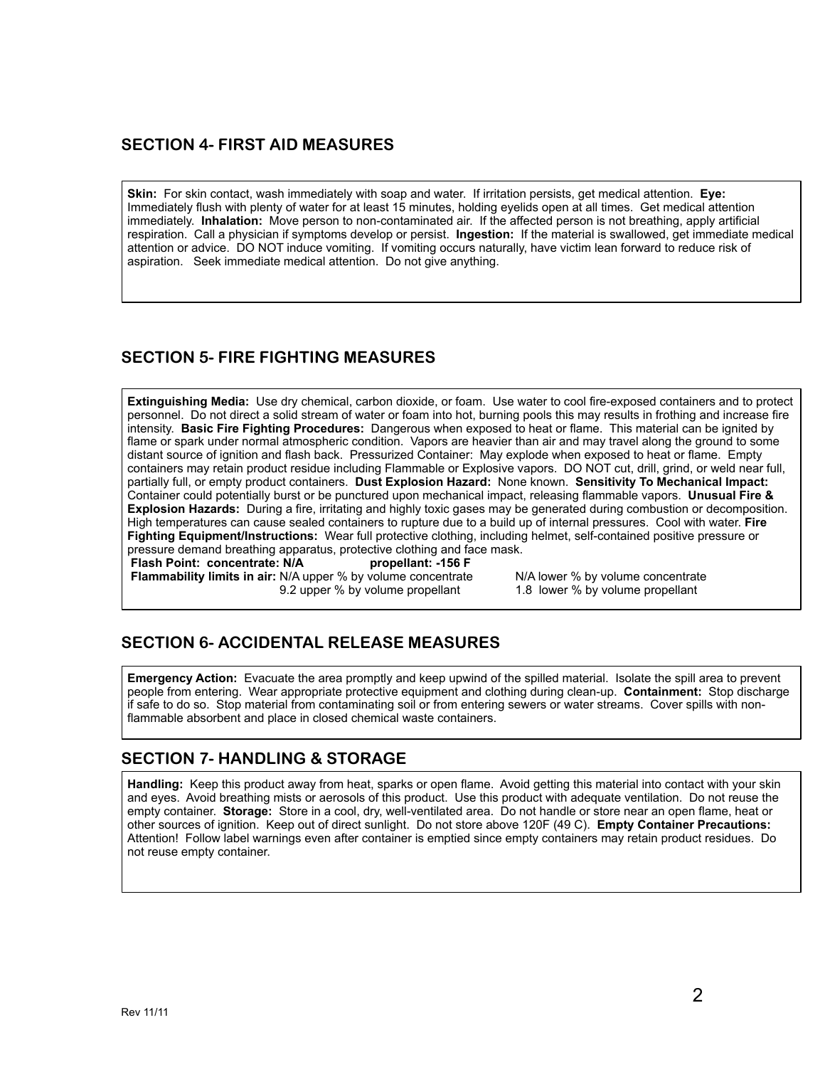## SECTION 4- FIRST AID MEASURES

**Skin:** For skin contact, wash immediately with soap and water. If irritation persists, get medical attention. **Eye:** Immediately flush with plenty of water for at least 15 minutes, holding eyelids open at all times. Get medical attention immediately. **Inhalation:** Move person to non-contaminated air. If the affected person is not breathing, apply artificial respiration. Call a physician if symptoms develop or persist. **Ingestion:** If the material is swallowed, get immediate medical attention or advice. DO NOT induce vomiting. If vomiting occurs naturally, have victim lean forward to reduce risk of aspiration. Seek immediate medical attention. Do not give anything.

## SECTION 5- FIRE FIGHTING MEASURES

**Extinguishing Media:** Use dry chemical, carbon dioxide, or foam. Use water to cool fire-exposed containers and to protect personnel. Do not direct a solid stream of water or foam into hot, burning pools this may results in frothing and increase fire intensity. **Basic Fire Fighting Procedures:** Dangerous when exposed to heat or flame. This material can be ignited by flame or spark under normal atmospheric condition. Vapors are heavier than air and may travel along the ground to some distant source of ignition and flash back. Pressurized Container: May explode when exposed to heat or flame. Empty containers may retain product residue including Flammable or Explosive vapors. DO NOT cut, drill, grind, or weld near full, partially full, or empty product containers. **Dust Explosion Hazard:** None known. **Sensitivity To Mechanical Impact:** Container could potentially burst or be punctured upon mechanical impact, releasing flammable vapors. **Unusual Fire & Explosion Hazards:** During a fire, irritating and highly toxic gases may be generated during combustion or decomposition. High temperatures can cause sealed containers to rupture due to a build up of internal pressures. Cool with water. **Fire Fighting Equipment/Instructions:** Wear full protective clothing, including helmet, self-contained positive pressure or pressure demand breathing apparatus, protective clothing and face mask.

**Flash Point: concentrate: N/A** **propellant: -156 F**

**Flammability limits in air:** N/A upper % by volume concentrate N/A lower % by volume concentrate
9.2 upper % by volume propellant 1.8 lower % by volume propellant

## SECTION 6- ACCIDENTAL RELEASE MEASURES

**Emergency Action:** Evacuate the area promptly and keep upwind of the spilled material. Isolate the spill area to prevent people from entering. Wear appropriate protective equipment and clothing during clean-up. **Containment:** Stop discharge if safe to do so. Stop material from contaminating soil or from entering sewers or water streams. Cover spills with non-flammable absorbent and place in closed chemical waste containers.

## SECTION 7- HANDLING & STORAGE

**Handling:** Keep this product away from heat, sparks or open flame. Avoid getting this material into contact with your skin and eyes. Avoid breathing mists or aerosols of this product. Use this product with adequate ventilation. Do not reuse the empty container. **Storage:** Store in a cool, dry, well-ventilated area. Do not handle or store near an open flame, heat or other sources of ignition. Keep out of direct sunlight. Do not store above 120F (49 C). **Empty Container Precautions:** Attention! Follow label warnings even after container is emptied since empty containers may retain product residues. Do not reuse empty container.

Rev 11/11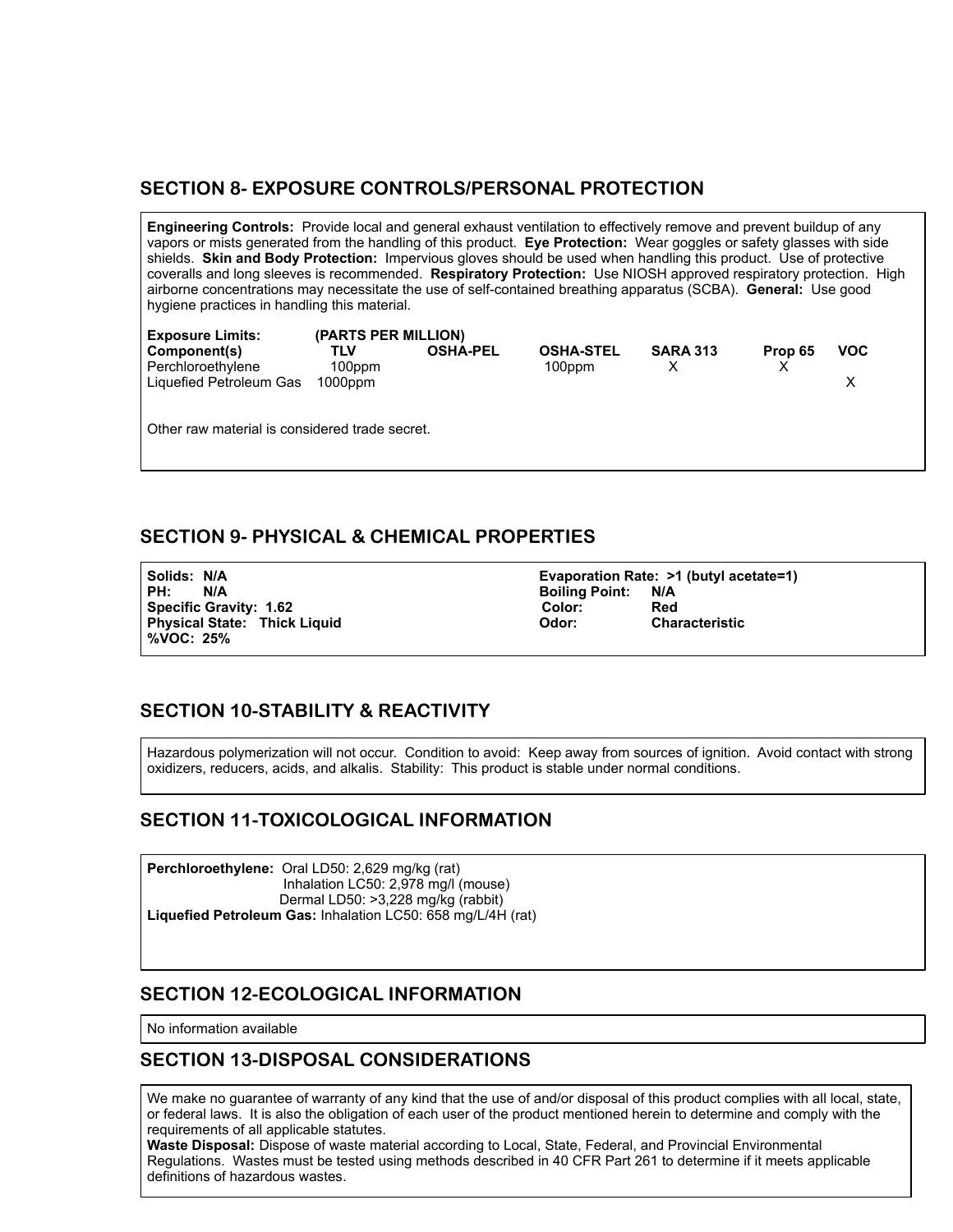## SECTION 8- EXPOSURE CONTROLS/PERSONAL PROTECTION

**Engineering Controls:** Provide local and general exhaust ventilation to effectively remove and prevent buildup of any vapors or mists generated from the handling of this product. **Eye Protection:** Wear goggles or safety glasses with side shields. **Skin and Body Protection:** Impervious gloves should be used when handling this product. Use of protective coveralls and long sleeves is recommended. **Respiratory Protection:** Use NIOSH approved respiratory protection. High airborne concentrations may necessitate the use of self-contained breathing apparatus (SCBA). **General:** Use good hygiene practices in handling this material.

**Exposure Limits:** **(PARTS PER MILLION)**

| Component(s) | TLV | OSHA-PEL | OSHA-STEL | SARA 313 | Prop 65 | VOC |
|---|---|---|---|---|---|---|
| Perchloroethylene | 100ppm | | 100ppm | X | X | |
| Liquefied Petroleum Gas | 1000ppm | | | | | X |

Other raw material is considered trade secret.

## SECTION 9- PHYSICAL & CHEMICAL PROPERTIES

**Solids: N/A**
**PH: N/A**
**Specific Gravity: 1.62**
**Physical State: Thick Liquid**
**%VOC: 25%**

**Evaporation Rate: >1 (butyl acetate=1)**
**Boiling Point: N/A**
**Color: Red**
**Odor: Characteristic**

## SECTION 10-STABILITY & REACTIVITY

Hazardous polymerization will not occur. Condition to avoid: Keep away from sources of ignition. Avoid contact with strong oxidizers, reducers, acids, and alkalis. Stability: This product is stable under normal conditions.

## SECTION 11-TOXICOLOGICAL INFORMATION

**Perchloroethylene:** Oral LD50: 2,629 mg/kg (rat)
Inhalation LC50: 2,978 mg/l (mouse)
Dermal LD50: >3,228 mg/kg (rabbit)
**Liquefied Petroleum Gas:** Inhalation LC50: 658 mg/L/4H (rat)

## SECTION 12-ECOLOGICAL INFORMATION

No information available

## SECTION 13-DISPOSAL CONSIDERATIONS

We make no guarantee of warranty of any kind that the use of and/or disposal of this product complies with all local, state, or federal laws. It is also the obligation of each user of the product mentioned herein to determine and comply with the requirements of all applicable statutes.
**Waste Disposal:** Dispose of waste material according to Local, State, Federal, and Provincial Environmental Regulations. Wastes must be tested using methods described in 40 CFR Part 261 to determine if it meets applicable definitions of hazardous wastes.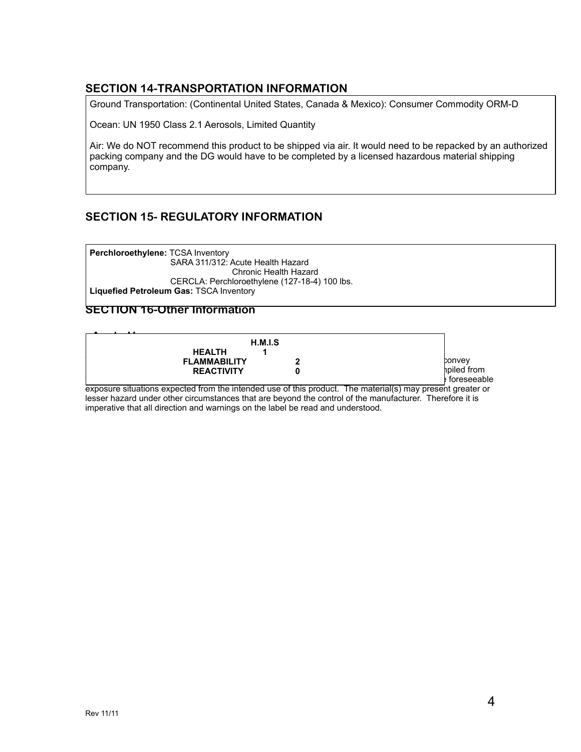## SECTION 14-TRANSPORTATION INFORMATION

Ground Transportation: (Continental United States, Canada & Mexico): Consumer Commodity ORM-D

Ocean: UN 1950 Class 2.1 Aerosols, Limited Quantity

Air: We do NOT recommend this product to be shipped via air. It would need to be repacked by an authorized packing company and the DG would have to be completed by a licensed hazardous material shipping company.

## SECTION 15- REGULATORY INFORMATION

**Perchloroethylene:** TCSA Inventory
SARA 311/312: Acute Health Hazard
Chronic Health Hazard
CERCLA: Perchloroethylene (127-18-4) 100 lbs.
**Liquefied Petroleum Gas:** TSCA Inventory

## SECTION 16-Other Information

| H.M.I.S | |
|---|---|
| HEALTH | 1 |
| FLAMMABILITY | 2 |
| REACTIVITY | 0 |

convey
piled from
foreseeable
exposure situations expected from the intended use of this product. The material(s) may present greater or lesser hazard under other circumstances that are beyond the control of the manufacturer. Therefore it is imperative that all direction and warnings on the label be read and understood.

Rev 11/11